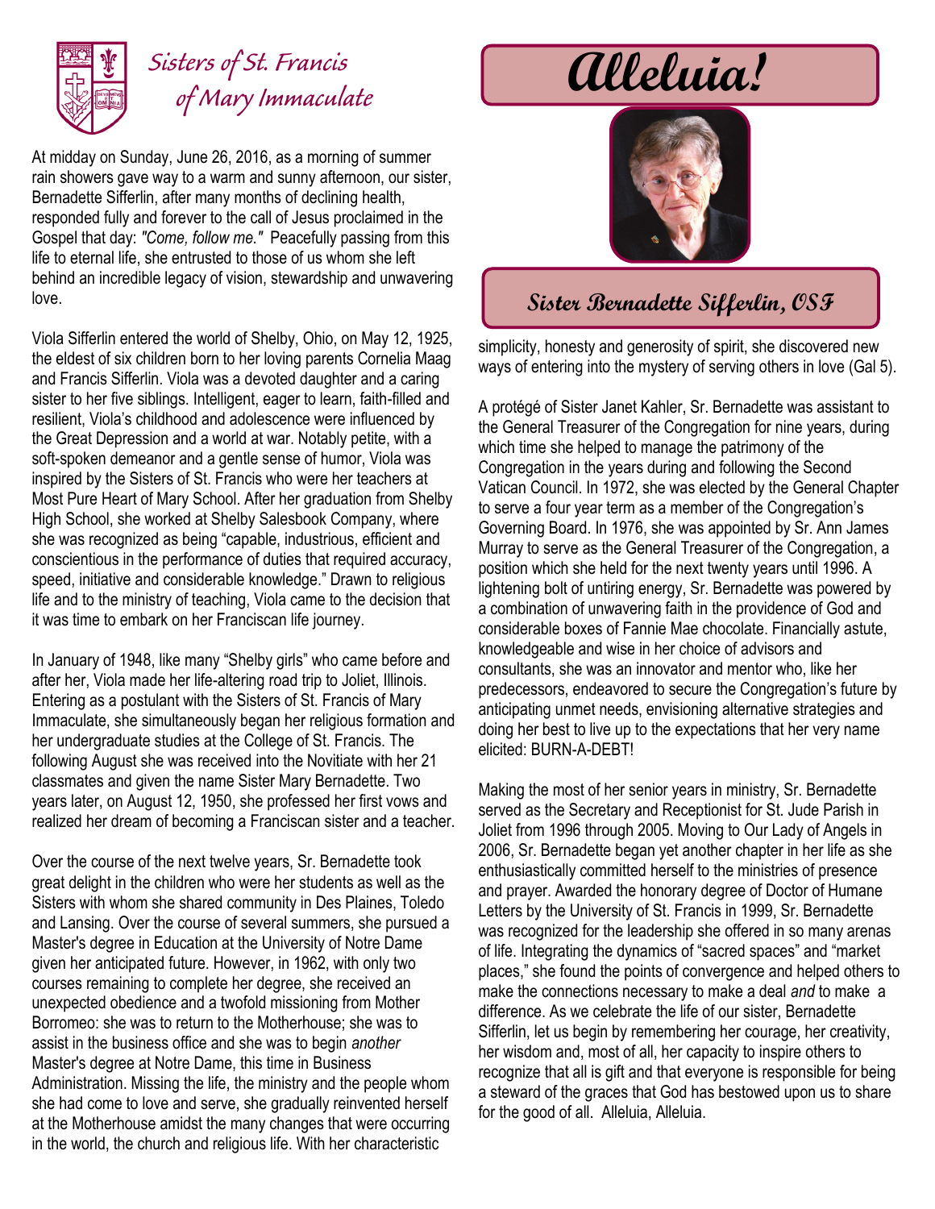# Sisters of St. Francis of Mary Immaculate

# Alleluia!

## Sister Bernadette Sifferlin, OSF

At midday on Sunday, June 26, 2016, as a morning of summer rain showers gave way to a warm and sunny afternoon, our sister, Bernadette Sifferlin, after many months of declining health, responded fully and forever to the call of Jesus proclaimed in the Gospel that day: *"Come, follow me."* Peacefully passing from this life to eternal life, she entrusted to those of us whom she left behind an incredible legacy of vision, stewardship and unwavering love.

Viola Sifferlin entered the world of Shelby, Ohio, on May 12, 1925, the eldest of six children born to her loving parents Cornelia Maag and Francis Sifferlin. Viola was a devoted daughter and a caring sister to her five siblings. Intelligent, eager to learn, faith-filled and resilient, Viola's childhood and adolescence were influenced by the Great Depression and a world at war. Notably petite, with a soft-spoken demeanor and a gentle sense of humor, Viola was inspired by the Sisters of St. Francis who were her teachers at Most Pure Heart of Mary School. After her graduation from Shelby High School, she worked at Shelby Salesbook Company, where she was recognized as being "capable, industrious, efficient and conscientious in the performance of duties that required accuracy, speed, initiative and considerable knowledge." Drawn to religious life and to the ministry of teaching, Viola came to the decision that it was time to embark on her Franciscan life journey.

In January of 1948, like many "Shelby girls" who came before and after her, Viola made her life-altering road trip to Joliet, Illinois. Entering as a postulant with the Sisters of St. Francis of Mary Immaculate, she simultaneously began her religious formation and her undergraduate studies at the College of St. Francis. The following August she was received into the Novitiate with her 21 classmates and given the name Sister Mary Bernadette. Two years later, on August 12, 1950, she professed her first vows and realized her dream of becoming a Franciscan sister and a teacher.

Over the course of the next twelve years, Sr. Bernadette took great delight in the children who were her students as well as the Sisters with whom she shared community in Des Plaines, Toledo and Lansing. Over the course of several summers, she pursued a Master's degree in Education at the University of Notre Dame given her anticipated future. However, in 1962, with only two courses remaining to complete her degree, she received an unexpected obedience and a twofold missioning from Mother Borromeo: she was to return to the Motherhouse; she was to assist in the business office and she was to begin *another* Master's degree at Notre Dame, this time in Business Administration. Missing the life, the ministry and the people whom she had come to love and serve, she gradually reinvented herself at the Motherhouse amidst the many changes that were occurring in the world, the church and religious life. With her characteristic simplicity, honesty and generosity of spirit, she discovered new ways of entering into the mystery of serving others in love (Gal 5).

A protégé of Sister Janet Kahler, Sr. Bernadette was assistant to the General Treasurer of the Congregation for nine years, during which time she helped to manage the patrimony of the Congregation in the years during and following the Second Vatican Council. In 1972, she was elected by the General Chapter to serve a four year term as a member of the Congregation's Governing Board. In 1976, she was appointed by Sr. Ann James Murray to serve as the General Treasurer of the Congregation, a position which she held for the next twenty years until 1996. A lightening bolt of untiring energy, Sr. Bernadette was powered by a combination of unwavering faith in the providence of God and considerable boxes of Fannie Mae chocolate. Financially astute, knowledgeable and wise in her choice of advisors and consultants, she was an innovator and mentor who, like her predecessors, endeavored to secure the Congregation's future by anticipating unmet needs, envisioning alternative strategies and doing her best to live up to the expectations that her very name elicited: BURN-A-DEBT!

Making the most of her senior years in ministry, Sr. Bernadette served as the Secretary and Receptionist for St. Jude Parish in Joliet from 1996 through 2005. Moving to Our Lady of Angels in 2006, Sr. Bernadette began yet another chapter in her life as she enthusiastically committed herself to the ministries of presence and prayer. Awarded the honorary degree of Doctor of Humane Letters by the University of St. Francis in 1999, Sr. Bernadette was recognized for the leadership she offered in so many arenas of life. Integrating the dynamics of "sacred spaces" and "market places," she found the points of convergence and helped others to make the connections necessary to make a deal *and* to make a difference. As we celebrate the life of our sister, Bernadette Sifferlin, let us begin by remembering her courage, her creativity, her wisdom and, most of all, her capacity to inspire others to recognize that all is gift and that everyone is responsible for being a steward of the graces that God has bestowed upon us to share for the good of all. Alleluia, Alleluia.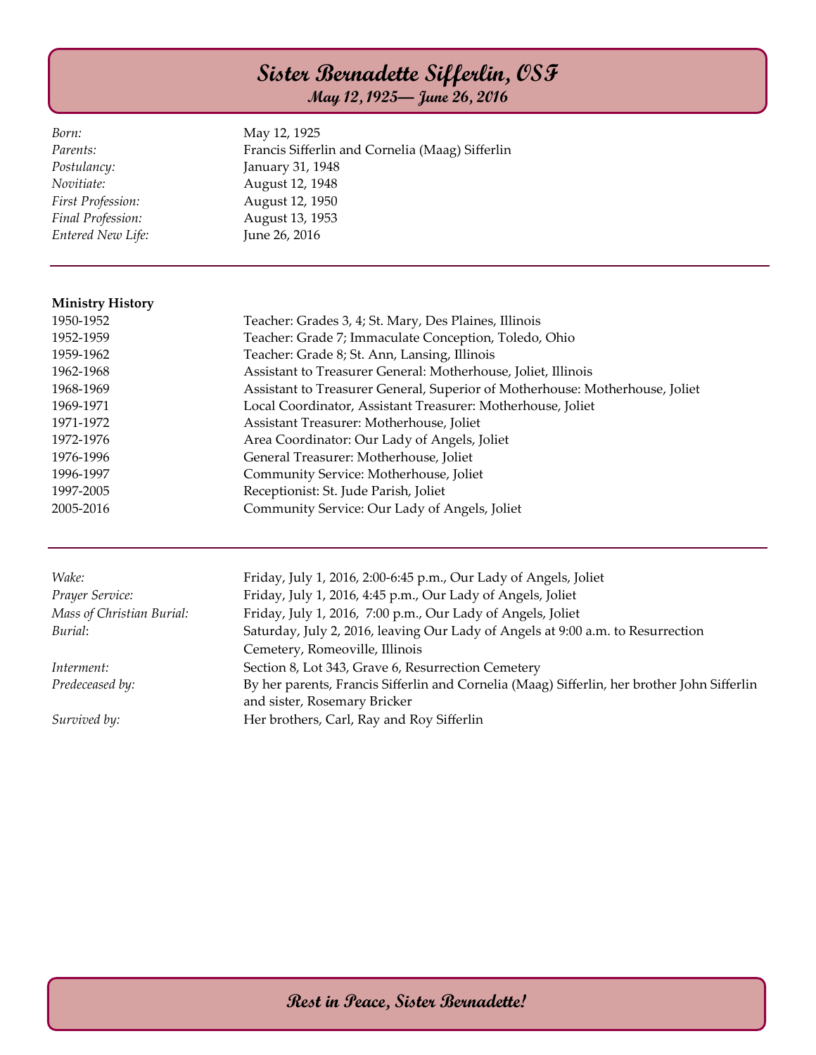# Sister Bernadette Sifferlin, OSF

**May 12, 1925— June 26, 2016**

| | |
|---|---|
| *Born:* | May 12, 1925 |
| *Parents:* | Francis Sifferlin and Cornelia (Maag) Sifferlin |
| *Postulancy:* | January 31, 1948 |
| *Novitiate:* | August 12, 1948 |
| *First Profession:* | August 12, 1950 |
| *Final Profession:* | August 13, 1953 |
| *Entered New Life:* | June 26, 2016 |

---

**Ministry History**

| | |
|---|---|
| 1950-1952 | Teacher: Grades 3, 4; St. Mary, Des Plaines, Illinois |
| 1952-1959 | Teacher: Grade 7; Immaculate Conception, Toledo, Ohio |
| 1959-1962 | Teacher: Grade 8; St. Ann, Lansing, Illinois |
| 1962-1968 | Assistant to Treasurer General: Motherhouse, Joliet, Illinois |
| 1968-1969 | Assistant to Treasurer General, Superior of Motherhouse: Motherhouse, Joliet |
| 1969-1971 | Local Coordinator, Assistant Treasurer: Motherhouse, Joliet |
| 1971-1972 | Assistant Treasurer: Motherhouse, Joliet |
| 1972-1976 | Area Coordinator: Our Lady of Angels, Joliet |
| 1976-1996 | General Treasurer: Motherhouse, Joliet |
| 1996-1997 | Community Service: Motherhouse, Joliet |
| 1997-2005 | Receptionist: St. Jude Parish, Joliet |
| 2005-2016 | Community Service: Our Lady of Angels, Joliet |

---

| | |
|---|---|
| *Wake:* | Friday, July 1, 2016, 2:00-6:45 p.m., Our Lady of Angels, Joliet |
| *Prayer Service:* | Friday, July 1, 2016, 4:45 p.m., Our Lady of Angels, Joliet |
| *Mass of Christian Burial:* | Friday, July 1, 2016, 7:00 p.m., Our Lady of Angels, Joliet |
| *Burial*: | Saturday, July 2, 2016, leaving Our Lady of Angels at 9:00 a.m. to Resurrection Cemetery, Romeoville, Illinois |
| *Interment:* | Section 8, Lot 343, Grave 6, Resurrection Cemetery |
| *Predeceased by:* | By her parents, Francis Sifferlin and Cornelia (Maag) Sifferlin, her brother John Sifferlin and sister, Rosemary Bricker |
| *Survived by:* | Her brothers, Carl, Ray and Roy Sifferlin |

**Rest in Peace, Sister Bernadette!**